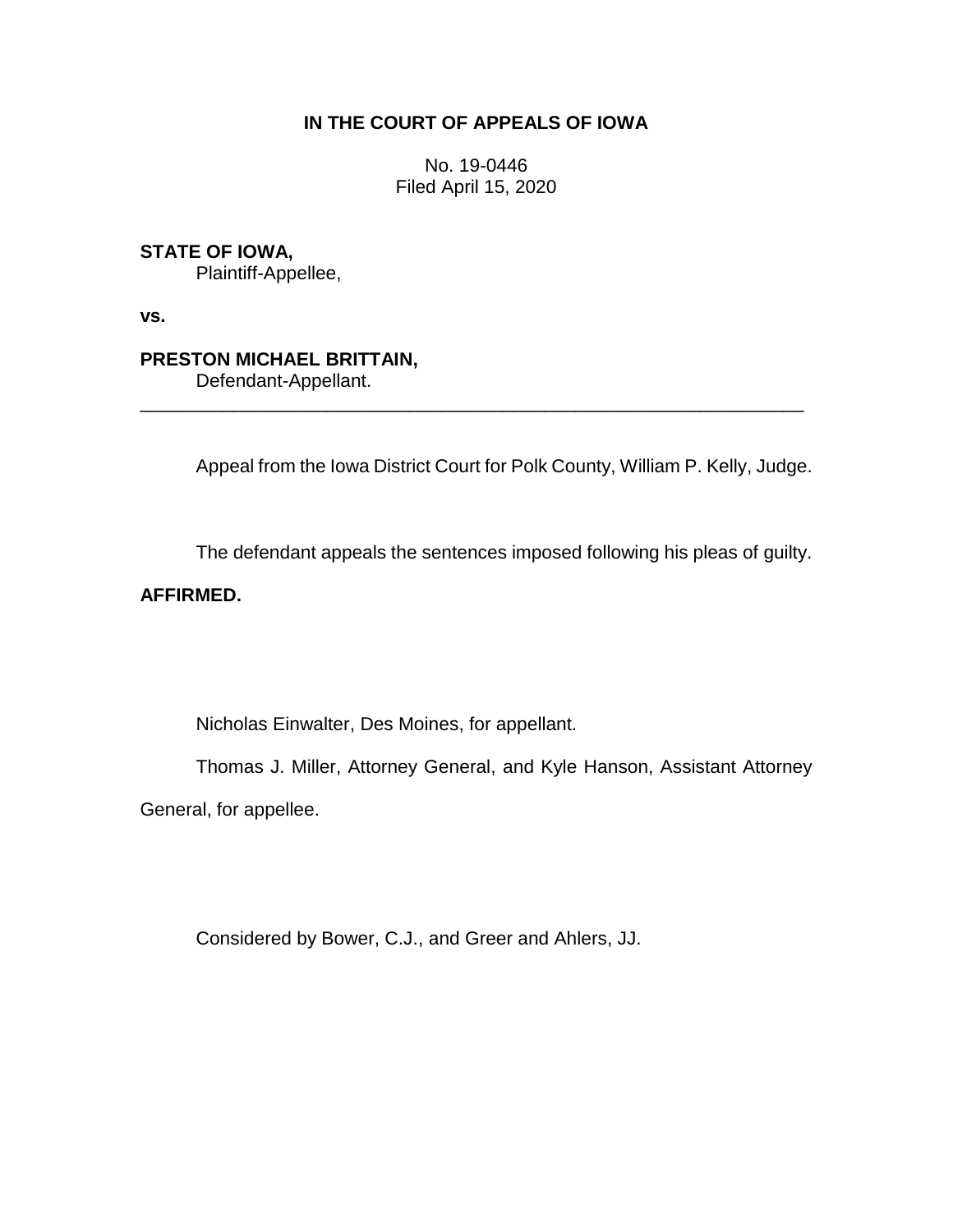# IN THE COURT OF APPEALS OF IOWA

No. 19-0446
Filed April 15, 2020

**STATE OF IOWA,**
Plaintiff-Appellee,

**vs.**

**PRESTON MICHAEL BRITTAIN,**
Defendant-Appellant.

---

Appeal from the Iowa District Court for Polk County, William P. Kelly, Judge.

The defendant appeals the sentences imposed following his pleas of guilty.

**AFFIRMED.**

Nicholas Einwalter, Des Moines, for appellant.

Thomas J. Miller, Attorney General, and Kyle Hanson, Assistant Attorney General, for appellee.

Considered by Bower, C.J., and Greer and Ahlers, JJ.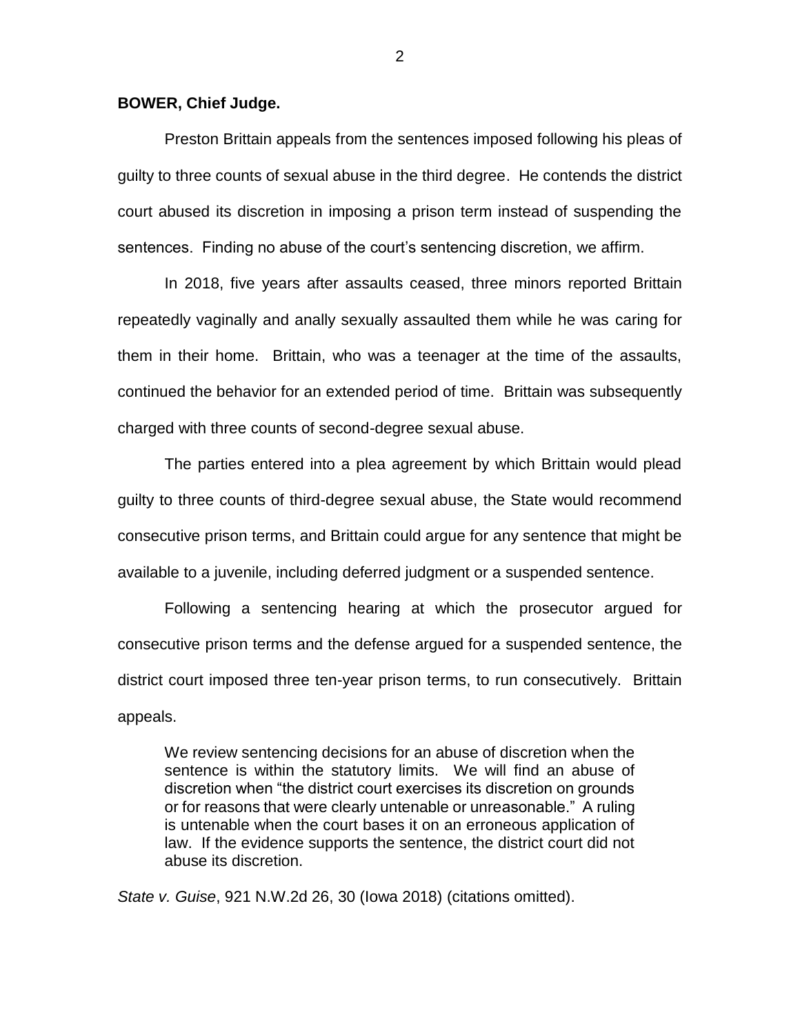**BOWER, Chief Judge.**

Preston Brittain appeals from the sentences imposed following his pleas of guilty to three counts of sexual abuse in the third degree. He contends the district court abused its discretion in imposing a prison term instead of suspending the sentences. Finding no abuse of the court's sentencing discretion, we affirm.

In 2018, five years after assaults ceased, three minors reported Brittain repeatedly vaginally and anally sexually assaulted them while he was caring for them in their home. Brittain, who was a teenager at the time of the assaults, continued the behavior for an extended period of time. Brittain was subsequently charged with three counts of second-degree sexual abuse.

The parties entered into a plea agreement by which Brittain would plead guilty to three counts of third-degree sexual abuse, the State would recommend consecutive prison terms, and Brittain could argue for any sentence that might be available to a juvenile, including deferred judgment or a suspended sentence.

Following a sentencing hearing at which the prosecutor argued for consecutive prison terms and the defense argued for a suspended sentence, the district court imposed three ten-year prison terms, to run consecutively. Brittain appeals.

> We review sentencing decisions for an abuse of discretion when the sentence is within the statutory limits. We will find an abuse of discretion when "the district court exercises its discretion on grounds or for reasons that were clearly untenable or unreasonable." A ruling is untenable when the court bases it on an erroneous application of law. If the evidence supports the sentence, the district court did not abuse its discretion.

*State v. Guise*, 921 N.W.2d 26, 30 (Iowa 2018) (citations omitted).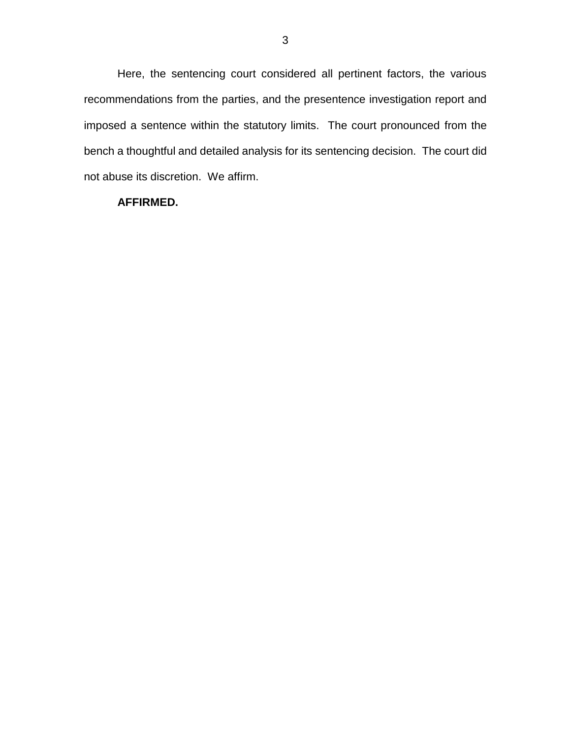Here, the sentencing court considered all pertinent factors, the various recommendations from the parties, and the presentence investigation report and imposed a sentence within the statutory limits. The court pronounced from the bench a thoughtful and detailed analysis for its sentencing decision. The court did not abuse its discretion. We affirm.

**AFFIRMED.**